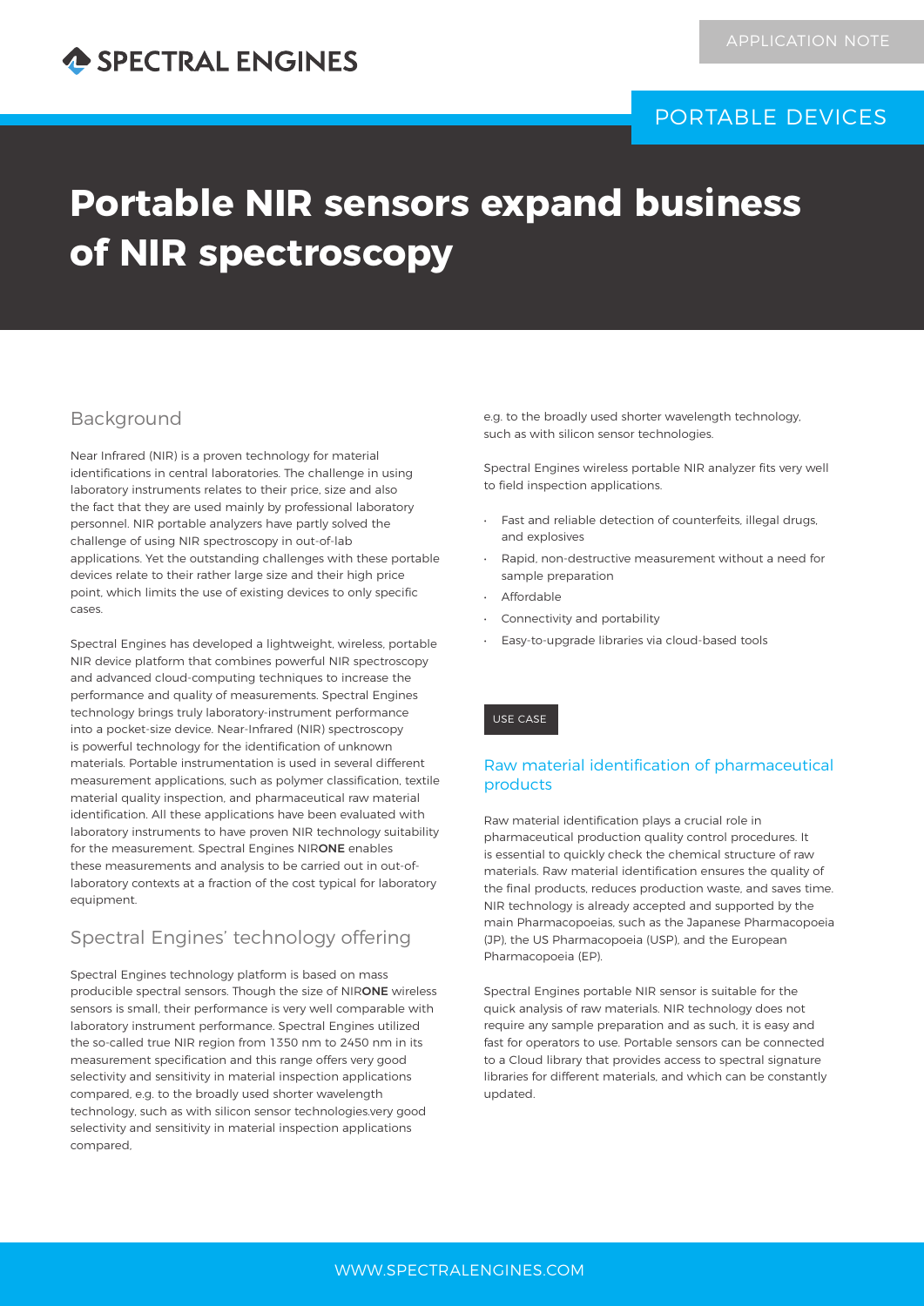# Portable NIR sensors expand business of NIR spectroscopy

APPLICATION NOTE

PORTABLE DEVICES

## Background

Near Infrared (NIR) is a proven technology for material identifications in central laboratories. The challenge in using laboratory instruments relates to their price, size and also the fact that they are used mainly by professional laboratory personnel. NIR portable analyzers have partly solved the challenge of using NIR spectroscopy in out-of-lab applications. Yet the outstanding challenges with these portable devices relate to their rather large size and their high price point, which limits the use of existing devices to only specific cases.

Spectral Engines has developed a lightweight, wireless, portable NIR device platform that combines powerful NIR spectroscopy and advanced cloud-computing techniques to increase the performance and quality of measurements. Spectral Engines technology brings truly laboratory-instrument performance into a pocket-size device. Near-Infrared (NIR) spectroscopy is powerful technology for the identification of unknown materials. Portable instrumentation is used in several different measurement applications, such as polymer classification, textile material quality inspection, and pharmaceutical raw material identification. All these applications have been evaluated with laboratory instruments to have proven NIR technology suitability for the measurement. Spectral Engines NIR**ONE** enables these measurements and analysis to be carried out in out-of-laboratory contexts at a fraction of the cost typical for laboratory equipment.

## Spectral Engines' technology offering

Spectral Engines technology platform is based on mass producible spectral sensors. Though the size of NIR**ONE** wireless sensors is small, their performance is very well comparable with laboratory instrument performance. Spectral Engines utilized the so-called true NIR region from 1350 nm to 2450 nm in its measurement specification and this range offers very good selectivity and sensitivity in material inspection applications compared, e.g. to the broadly used shorter wavelength technology, such as with silicon sensor technologies.very good selectivity and sensitivity in material inspection applications compared, e.g. to the broadly used shorter wavelength technology, such as with silicon sensor technologies.

Spectral Engines wireless portable NIR analyzer fits very well to field inspection applications.

- Fast and reliable detection of counterfeits, illegal drugs, and explosives
- Rapid, non-destructive measurement without a need for sample preparation
- Affordable
- Connectivity and portability
- Easy-to-upgrade libraries via cloud-based tools

USE CASE

### Raw material identification of pharmaceutical products

Raw material identification plays a crucial role in pharmaceutical production quality control procedures. It is essential to quickly check the chemical structure of raw materials. Raw material identification ensures the quality of the final products, reduces production waste, and saves time. NIR technology is already accepted and supported by the main Pharmacopoeias, such as the Japanese Pharmacopoeia (JP), the US Pharmacopoeia (USP), and the European Pharmacopoeia (EP).

Spectral Engines portable NIR sensor is suitable for the quick analysis of raw materials. NIR technology does not require any sample preparation and as such, it is easy and fast for operators to use. Portable sensors can be connected to a Cloud library that provides access to spectral signature libraries for different materials, and which can be constantly updated.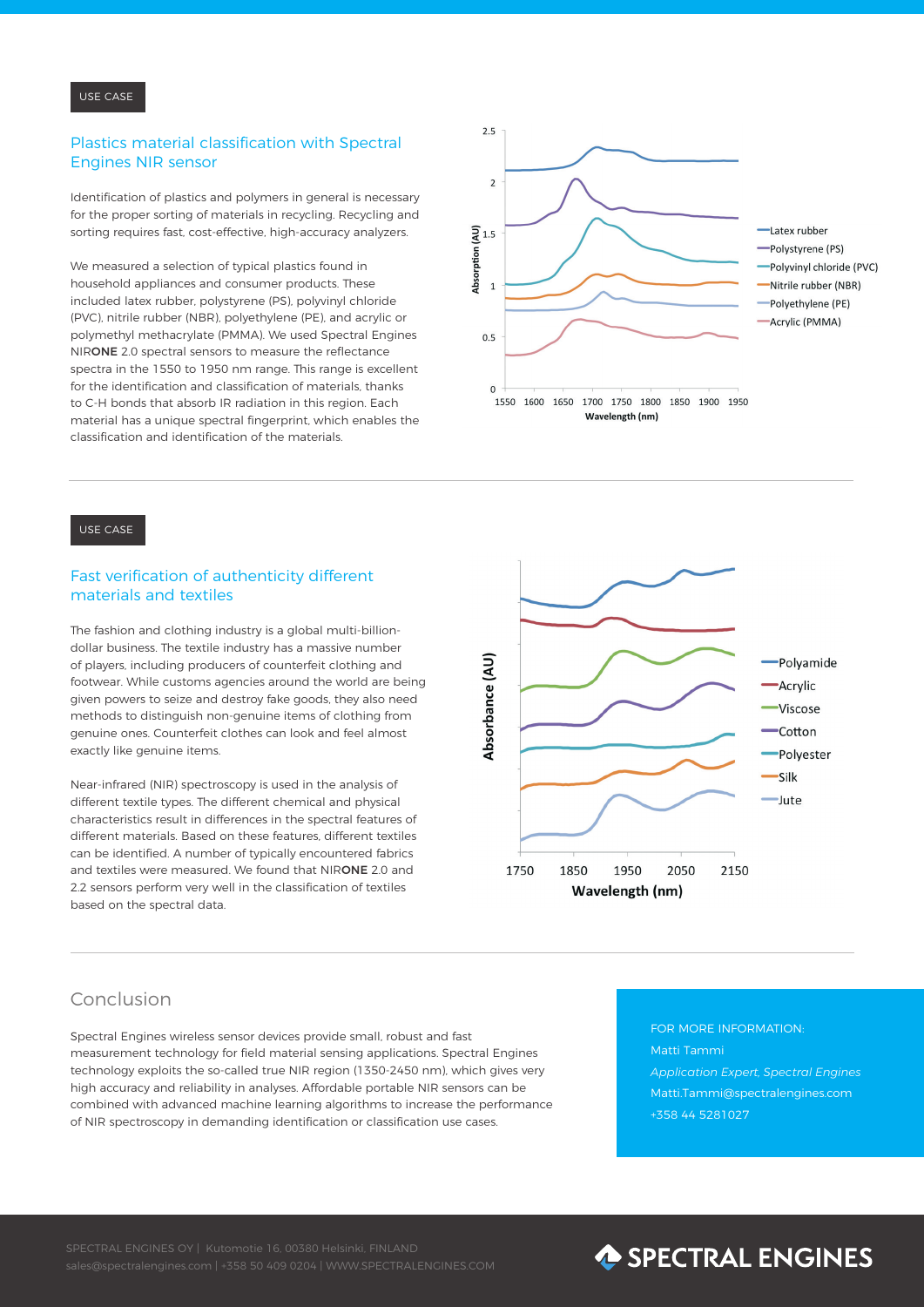USE CASE

## Plastics material classification with Spectral Engines NIR sensor

Identification of plastics and polymers in general is necessary for the proper sorting of materials in recycling. Recycling and sorting requires fast, cost-effective, high-accuracy analyzers.

We measured a selection of typical plastics found in household appliances and consumer products. These included latex rubber, polystyrene (PS), polyvinyl chloride (PVC), nitrile rubber (NBR), polyethylene (PE), and acrylic or polymethyl methacrylate (PMMA). We used Spectral Engines NIR**ONE** 2.0 spectral sensors to measure the reflectance spectra in the 1550 to 1950 nm range. This range is excellent for the identification and classification of materials, thanks to C-H bonds that absorb IR radiation in this region. Each material has a unique spectral fingerprint, which enables the classification and identification of the materials.

Absorption (AU)
0
0.5
1
1.5
2
2.5
1550 1600 1650 1700 1750 1800 1850 1900 1950
Wavelength (nm)
Latex rubber
Polystyrene (PS)
Polyvinyl chloride (PVC)
Nitrile rubber (NBR)
Polyethylene (PE)
Acrylic (PMMA)

---

USE CASE

## Fast verification of authenticity different materials and textiles

The fashion and clothing industry is a global multi-billion-dollar business. The textile industry has a massive number of players, including producers of counterfeit clothing and footwear. While customs agencies around the world are being given powers to seize and destroy fake goods, they also need methods to distinguish non-genuine items of clothing from genuine ones. Counterfeit clothes can look and feel almost exactly like genuine items.

Near-infrared (NIR) spectroscopy is used in the analysis of different textile types. The different chemical and physical characteristics result in differences in the spectral features of different materials. Based on these features, different textiles can be identified. A number of typically encountered fabrics and textiles were measured. We found that NIR**ONE** 2.0 and 2.2 sensors perform very well in the classification of textiles based on the spectral data.

Absorbance (AU)
1750 1850 1950 2050 2150
Wavelength (nm)
Polyamide
Acrylic
Viscose
Cotton
Polyester
Silk
Jute

---

## Conclusion

Spectral Engines wireless sensor devices provide small, robust and fast measurement technology for field material sensing applications. Spectral Engines technology exploits the so-called true NIR region (1350-2450 nm), which gives very high accuracy and reliability in analyses. Affordable portable NIR sensors can be combined with advanced machine learning algorithms to increase the performance of NIR spectroscopy in demanding identification or classification use cases.

FOR MORE INFORMATION:
Matti Tammi
*Application Expert, Spectral Engines*
Matti.Tammi@spectralengines.com
+358 44 5281027

SPECTRAL ENGINES OY | Kutomotie 16, 00380 Helsinki, FINLAND
sales@spectralengines.com | +358 50 409 0204 | WWW.SPECTRALENGINES.COM

SPECTRAL ENGINES